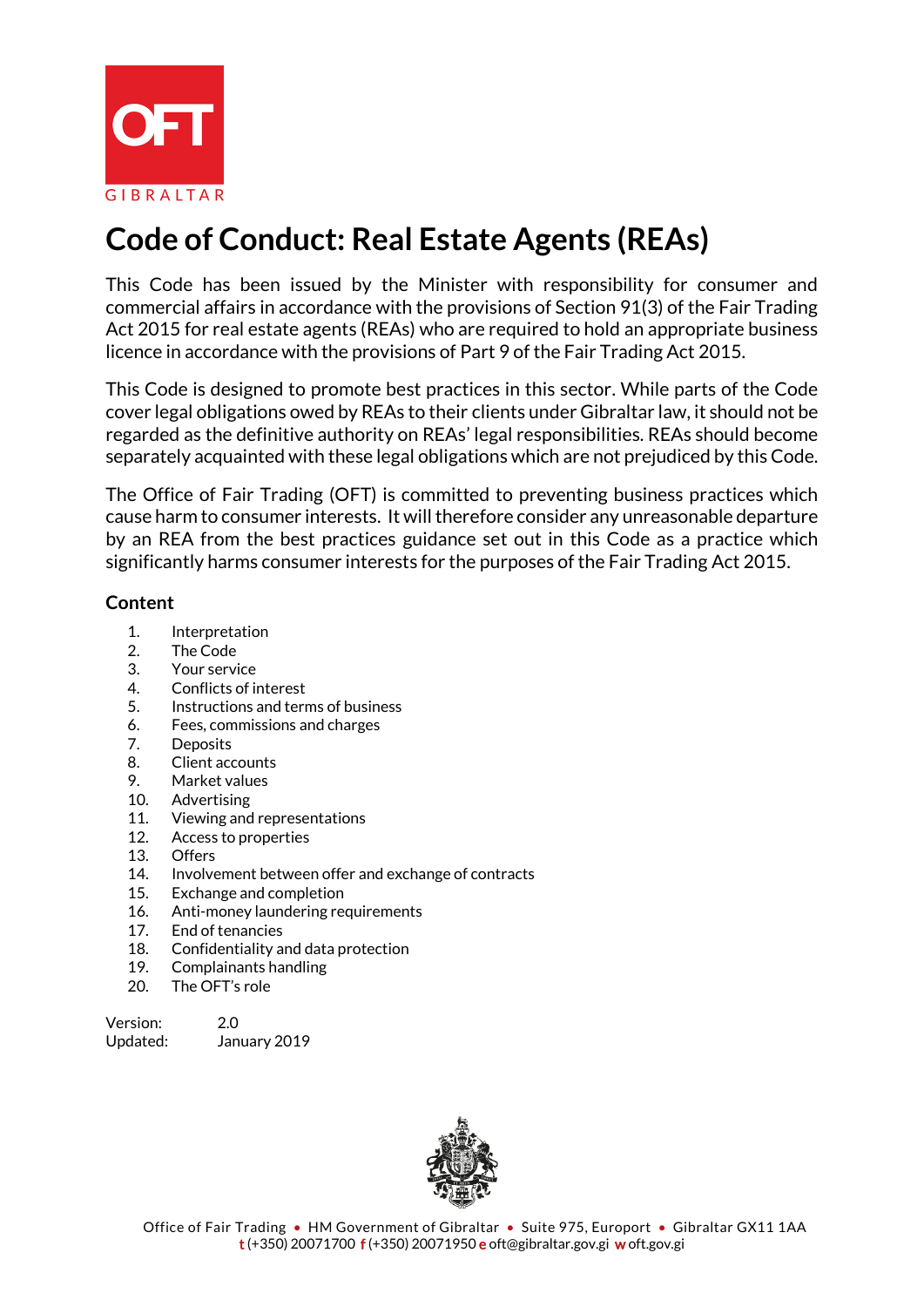# Code of Conduct: Real Estate Agents (REAs)

This Code has been issued by the Minister with responsibility for consumer and commercial affairs in accordance with the provisions of Section 91(3) of the Fair Trading Act 2015 for real estate agents (REAs) who are required to hold an appropriate business licence in accordance with the provisions of Part 9 of the Fair Trading Act 2015.

This Code is designed to promote best practices in this sector. While parts of the Code cover legal obligations owed by REAs to their clients under Gibraltar law, it should not be regarded as the definitive authority on REAs' legal responsibilities. REAs should become separately acquainted with these legal obligations which are not prejudiced by this Code.

The Office of Fair Trading (OFT) is committed to preventing business practices which cause harm to consumer interests. It will therefore consider any unreasonable departure by an REA from the best practices guidance set out in this Code as a practice which significantly harms consumer interests for the purposes of the Fair Trading Act 2015.

## Content

1. Interpretation
2. The Code
3. Your service
4. Conflicts of interest
5. Instructions and terms of business
6. Fees, commissions and charges
7. Deposits
8. Client accounts
9. Market values
10. Advertising
11. Viewing and representations
12. Access to properties
13. Offers
14. Involvement between offer and exchange of contracts
15. Exchange and completion
16. Anti-money laundering requirements
17. End of tenancies
18. Confidentiality and data protection
19. Complainants handling
20. The OFT's role

Version: 2.0
Updated: January 2019

Office of Fair Trading • HM Government of Gibraltar • Suite 975, Europort • Gibraltar GX11 1AA
t (+350) 20071700 f (+350) 20071950 e oft@gibraltar.gov.gi w oft.gov.gi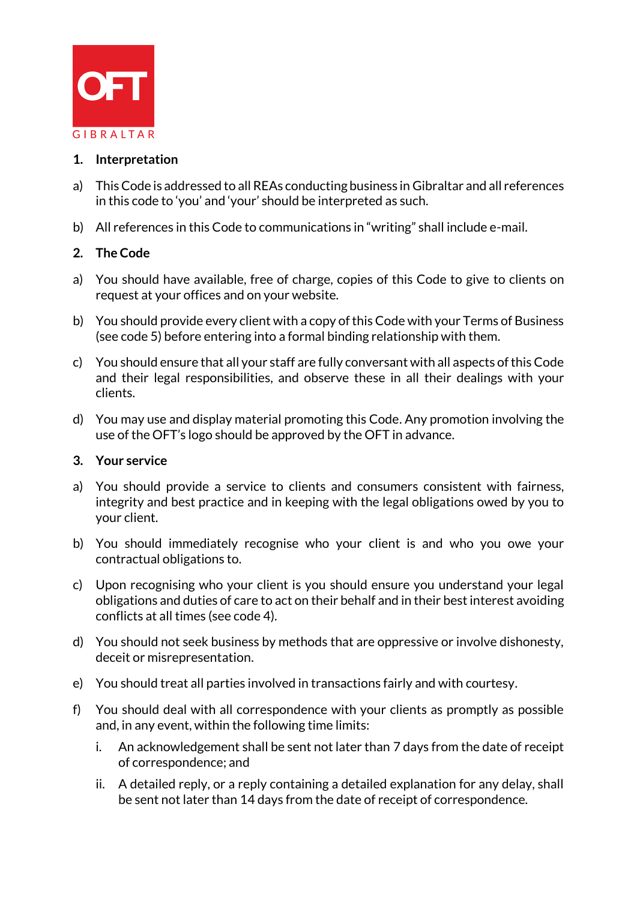## 1. Interpretation

a) This Code is addressed to all REAs conducting business in Gibraltar and all references in this code to 'you' and 'your' should be interpreted as such.

b) All references in this Code to communications in "writing" shall include e-mail.

## 2. The Code

a) You should have available, free of charge, copies of this Code to give to clients on request at your offices and on your website.

b) You should provide every client with a copy of this Code with your Terms of Business (see code 5) before entering into a formal binding relationship with them.

c) You should ensure that all your staff are fully conversant with all aspects of this Code and their legal responsibilities, and observe these in all their dealings with your clients.

d) You may use and display material promoting this Code. Any promotion involving the use of the OFT's logo should be approved by the OFT in advance.

## 3. Your service

a) You should provide a service to clients and consumers consistent with fairness, integrity and best practice and in keeping with the legal obligations owed by you to your client.

b) You should immediately recognise who your client is and who you owe your contractual obligations to.

c) Upon recognising who your client is you should ensure you understand your legal obligations and duties of care to act on their behalf and in their best interest avoiding conflicts at all times (see code 4).

d) You should not seek business by methods that are oppressive or involve dishonesty, deceit or misrepresentation.

e) You should treat all parties involved in transactions fairly and with courtesy.

f) You should deal with all correspondence with your clients as promptly as possible and, in any event, within the following time limits:

   i. An acknowledgement shall be sent not later than 7 days from the date of receipt of correspondence; and

   ii. A detailed reply, or a reply containing a detailed explanation for any delay, shall be sent not later than 14 days from the date of receipt of correspondence.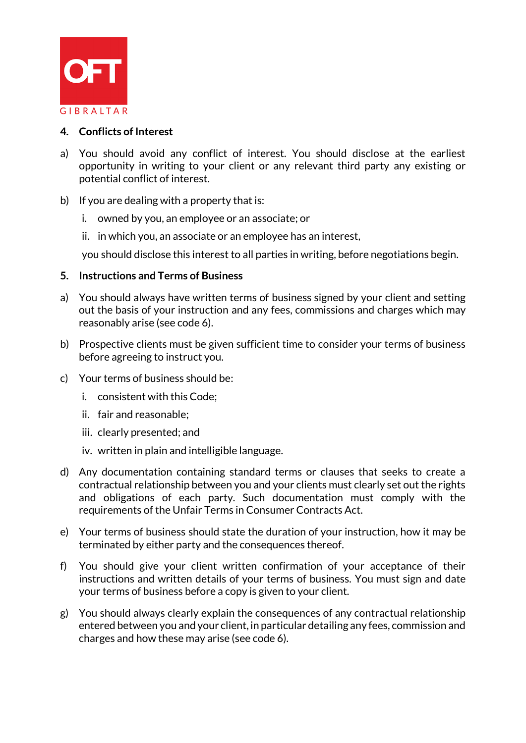## 4. Conflicts of Interest

a) You should avoid any conflict of interest. You should disclose at the earliest opportunity in writing to your client or any relevant third party any existing or potential conflict of interest.

b) If you are dealing with a property that is:

   i. owned by you, an employee or an associate; or

   ii. in which you, an associate or an employee has an interest,

   you should disclose this interest to all parties in writing, before negotiations begin.

## 5. Instructions and Terms of Business

a) You should always have written terms of business signed by your client and setting out the basis of your instruction and any fees, commissions and charges which may reasonably arise (see code 6).

b) Prospective clients must be given sufficient time to consider your terms of business before agreeing to instruct you.

c) Your terms of business should be:

   i. consistent with this Code;

   ii. fair and reasonable;

   iii. clearly presented; and

   iv. written in plain and intelligible language.

d) Any documentation containing standard terms or clauses that seeks to create a contractual relationship between you and your clients must clearly set out the rights and obligations of each party. Such documentation must comply with the requirements of the Unfair Terms in Consumer Contracts Act.

e) Your terms of business should state the duration of your instruction, how it may be terminated by either party and the consequences thereof.

f) You should give your client written confirmation of your acceptance of their instructions and written details of your terms of business. You must sign and date your terms of business before a copy is given to your client.

g) You should always clearly explain the consequences of any contractual relationship entered between you and your client, in particular detailing any fees, commission and charges and how these may arise (see code 6).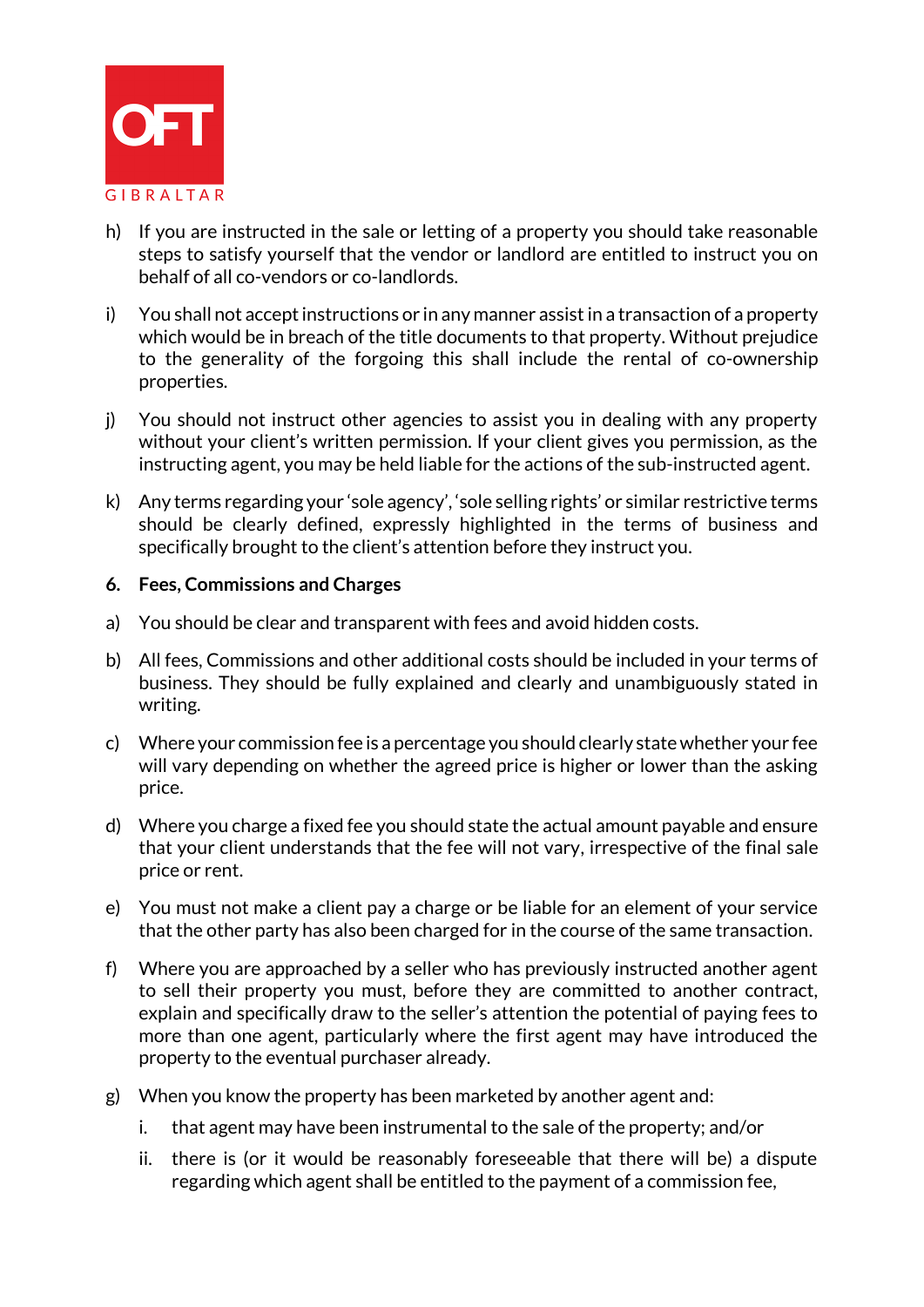h) If you are instructed in the sale or letting of a property you should take reasonable steps to satisfy yourself that the vendor or landlord are entitled to instruct you on behalf of all co-vendors or co-landlords.

i) You shall not accept instructions or in any manner assist in a transaction of a property which would be in breach of the title documents to that property. Without prejudice to the generality of the forgoing this shall include the rental of co-ownership properties.

j) You should not instruct other agencies to assist you in dealing with any property without your client's written permission. If your client gives you permission, as the instructing agent, you may be held liable for the actions of the sub-instructed agent.

k) Any terms regarding your 'sole agency', 'sole selling rights' or similar restrictive terms should be clearly defined, expressly highlighted in the terms of business and specifically brought to the client's attention before they instruct you.

**6. Fees, Commissions and Charges**

a) You should be clear and transparent with fees and avoid hidden costs.

b) All fees, Commissions and other additional costs should be included in your terms of business. They should be fully explained and clearly and unambiguously stated in writing.

c) Where your commission fee is a percentage you should clearly state whether your fee will vary depending on whether the agreed price is higher or lower than the asking price.

d) Where you charge a fixed fee you should state the actual amount payable and ensure that your client understands that the fee will not vary, irrespective of the final sale price or rent.

e) You must not make a client pay a charge or be liable for an element of your service that the other party has also been charged for in the course of the same transaction.

f) Where you are approached by a seller who has previously instructed another agent to sell their property you must, before they are committed to another contract, explain and specifically draw to the seller's attention the potential of paying fees to more than one agent, particularly where the first agent may have introduced the property to the eventual purchaser already.

g) When you know the property has been marketed by another agent and:

   i. that agent may have been instrumental to the sale of the property; and/or

   ii. there is (or it would be reasonably foreseeable that there will be) a dispute regarding which agent shall be entitled to the payment of a commission fee,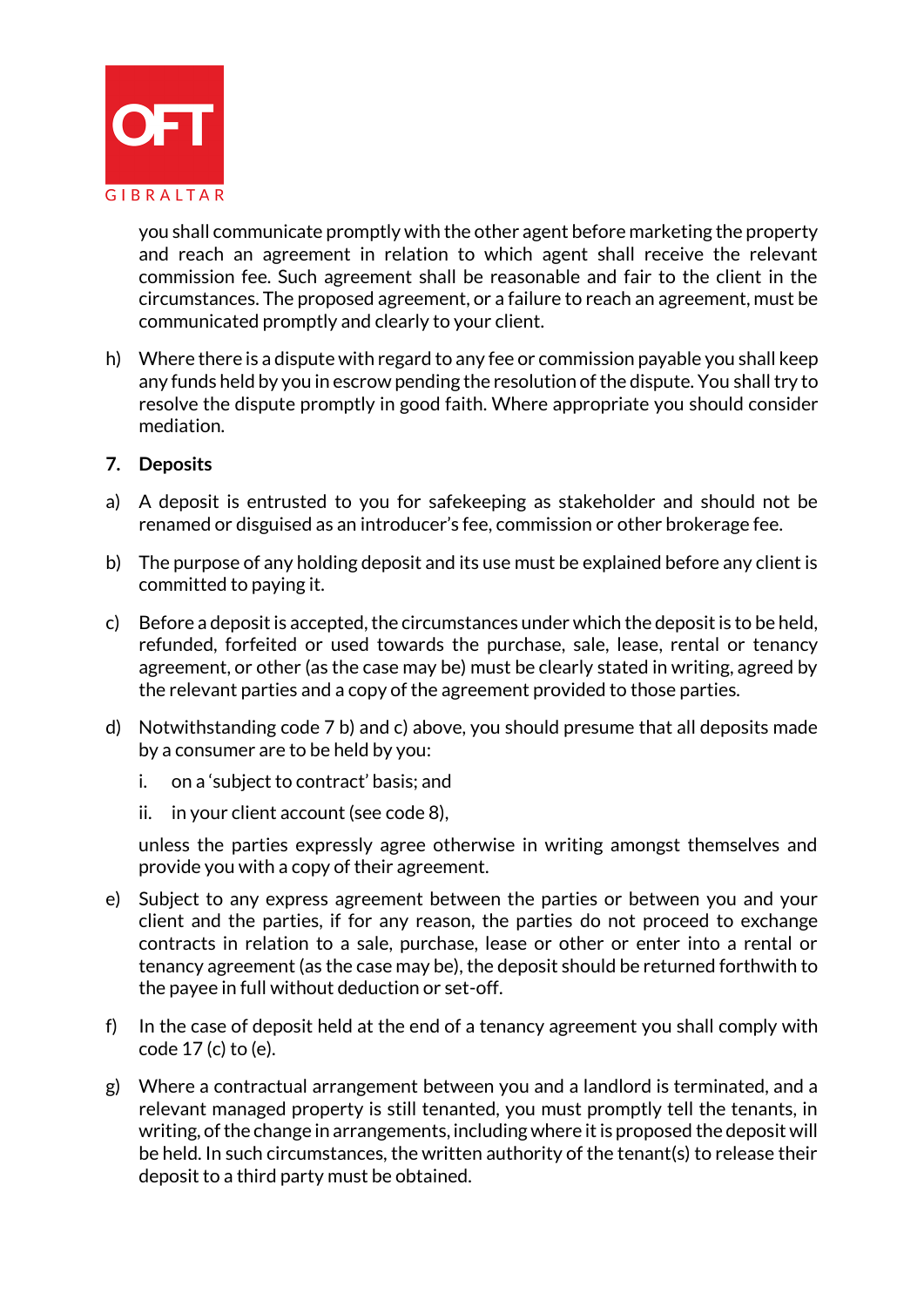you shall communicate promptly with the other agent before marketing the property and reach an agreement in relation to which agent shall receive the relevant commission fee. Such agreement shall be reasonable and fair to the client in the circumstances. The proposed agreement, or a failure to reach an agreement, must be communicated promptly and clearly to your client.

h) Where there is a dispute with regard to any fee or commission payable you shall keep any funds held by you in escrow pending the resolution of the dispute. You shall try to resolve the dispute promptly in good faith. Where appropriate you should consider mediation.

**7. Deposits**

a) A deposit is entrusted to you for safekeeping as stakeholder and should not be renamed or disguised as an introducer's fee, commission or other brokerage fee.

b) The purpose of any holding deposit and its use must be explained before any client is committed to paying it.

c) Before a deposit is accepted, the circumstances under which the deposit is to be held, refunded, forfeited or used towards the purchase, sale, lease, rental or tenancy agreement, or other (as the case may be) must be clearly stated in writing, agreed by the relevant parties and a copy of the agreement provided to those parties.

d) Notwithstanding code 7 b) and c) above, you should presume that all deposits made by a consumer are to be held by you:

   i. on a 'subject to contract' basis; and

   ii. in your client account (see code 8),

   unless the parties expressly agree otherwise in writing amongst themselves and provide you with a copy of their agreement.

e) Subject to any express agreement between the parties or between you and your client and the parties, if for any reason, the parties do not proceed to exchange contracts in relation to a sale, purchase, lease or other or enter into a rental or tenancy agreement (as the case may be), the deposit should be returned forthwith to the payee in full without deduction or set-off.

f) In the case of deposit held at the end of a tenancy agreement you shall comply with code 17 (c) to (e).

g) Where a contractual arrangement between you and a landlord is terminated, and a relevant managed property is still tenanted, you must promptly tell the tenants, in writing, of the change in arrangements, including where it is proposed the deposit will be held. In such circumstances, the written authority of the tenant(s) to release their deposit to a third party must be obtained.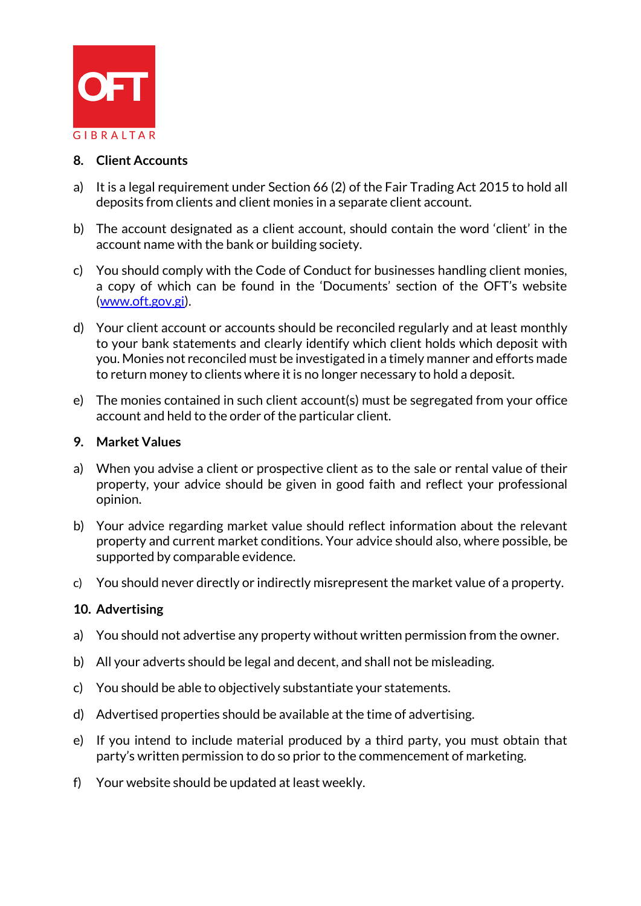## 8. Client Accounts

a) It is a legal requirement under Section 66 (2) of the Fair Trading Act 2015 to hold all deposits from clients and client monies in a separate client account.

b) The account designated as a client account, should contain the word 'client' in the account name with the bank or building society.

c) You should comply with the Code of Conduct for businesses handling client monies, a copy of which can be found in the 'Documents' section of the OFT's website (www.oft.gov.gi).

d) Your client account or accounts should be reconciled regularly and at least monthly to your bank statements and clearly identify which client holds which deposit with you. Monies not reconciled must be investigated in a timely manner and efforts made to return money to clients where it is no longer necessary to hold a deposit.

e) The monies contained in such client account(s) must be segregated from your office account and held to the order of the particular client.

## 9. Market Values

a) When you advise a client or prospective client as to the sale or rental value of their property, your advice should be given in good faith and reflect your professional opinion.

b) Your advice regarding market value should reflect information about the relevant property and current market conditions. Your advice should also, where possible, be supported by comparable evidence.

c) You should never directly or indirectly misrepresent the market value of a property.

## 10. Advertising

a) You should not advertise any property without written permission from the owner.

b) All your adverts should be legal and decent, and shall not be misleading.

c) You should be able to objectively substantiate your statements.

d) Advertised properties should be available at the time of advertising.

e) If you intend to include material produced by a third party, you must obtain that party's written permission to do so prior to the commencement of marketing.

f) Your website should be updated at least weekly.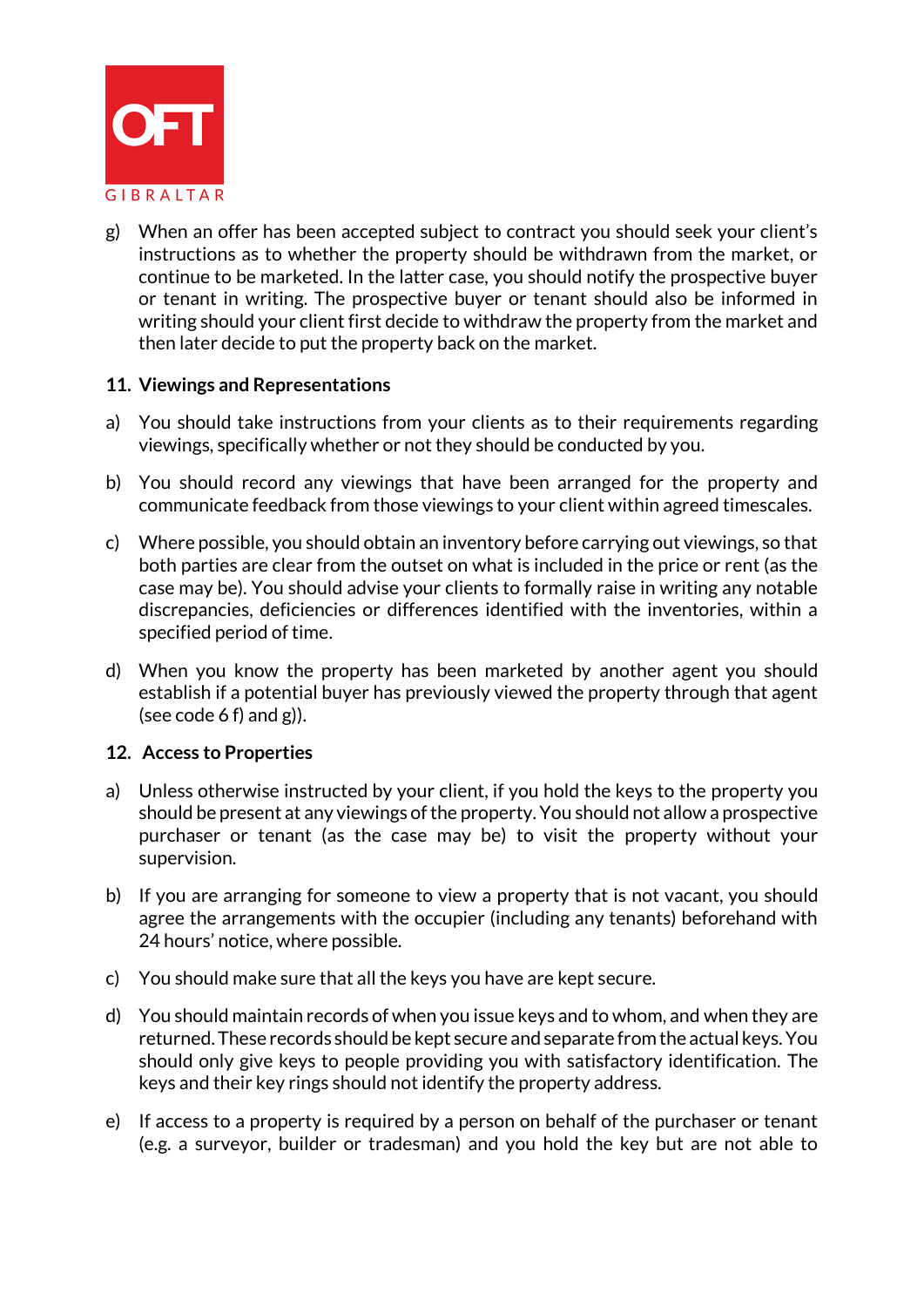g) When an offer has been accepted subject to contract you should seek your client's instructions as to whether the property should be withdrawn from the market, or continue to be marketed. In the latter case, you should notify the prospective buyer or tenant in writing. The prospective buyer or tenant should also be informed in writing should your client first decide to withdraw the property from the market and then later decide to put the property back on the market.

### 11. Viewings and Representations

a) You should take instructions from your clients as to their requirements regarding viewings, specifically whether or not they should be conducted by you.

b) You should record any viewings that have been arranged for the property and communicate feedback from those viewings to your client within agreed timescales.

c) Where possible, you should obtain an inventory before carrying out viewings, so that both parties are clear from the outset on what is included in the price or rent (as the case may be). You should advise your clients to formally raise in writing any notable discrepancies, deficiencies or differences identified with the inventories, within a specified period of time.

d) When you know the property has been marketed by another agent you should establish if a potential buyer has previously viewed the property through that agent (see code 6 f) and g)).

### 12. Access to Properties

a) Unless otherwise instructed by your client, if you hold the keys to the property you should be present at any viewings of the property. You should not allow a prospective purchaser or tenant (as the case may be) to visit the property without your supervision.

b) If you are arranging for someone to view a property that is not vacant, you should agree the arrangements with the occupier (including any tenants) beforehand with 24 hours' notice, where possible.

c) You should make sure that all the keys you have are kept secure.

d) You should maintain records of when you issue keys and to whom, and when they are returned. These records should be kept secure and separate from the actual keys. You should only give keys to people providing you with satisfactory identification. The keys and their key rings should not identify the property address.

e) If access to a property is required by a person on behalf of the purchaser or tenant (e.g. a surveyor, builder or tradesman) and you hold the key but are not able to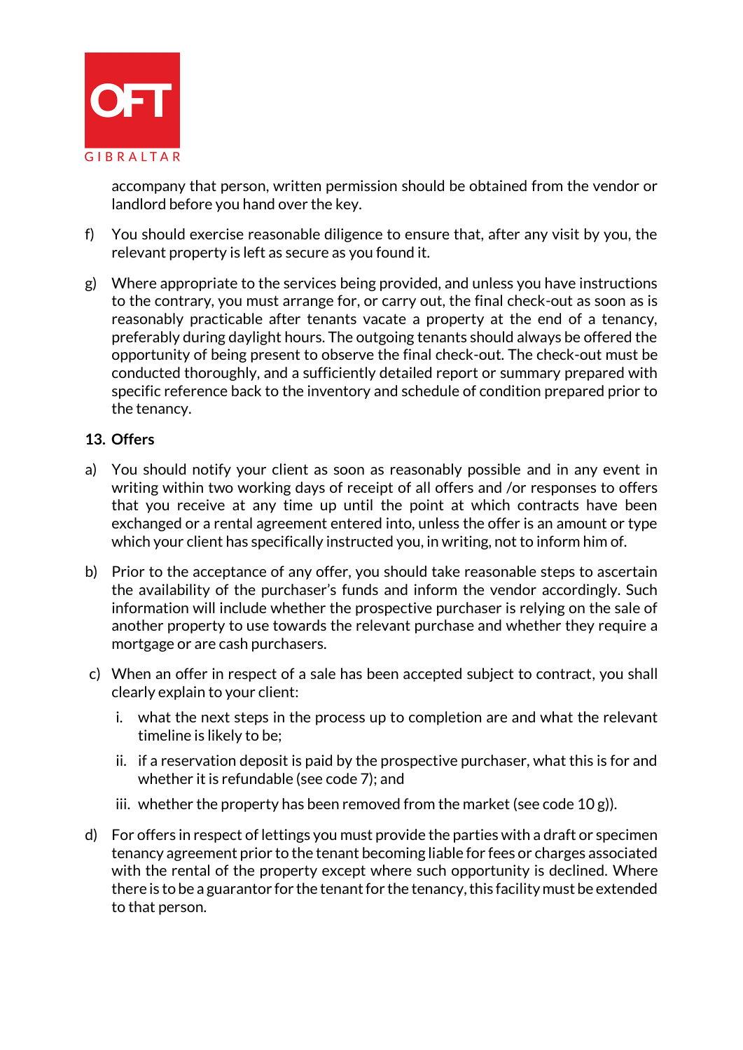accompany that person, written permission should be obtained from the vendor or landlord before you hand over the key.

f) You should exercise reasonable diligence to ensure that, after any visit by you, the relevant property is left as secure as you found it.

g) Where appropriate to the services being provided, and unless you have instructions to the contrary, you must arrange for, or carry out, the final check-out as soon as is reasonably practicable after tenants vacate a property at the end of a tenancy, preferably during daylight hours. The outgoing tenants should always be offered the opportunity of being present to observe the final check-out. The check-out must be conducted thoroughly, and a sufficiently detailed report or summary prepared with specific reference back to the inventory and schedule of condition prepared prior to the tenancy.

## 13. Offers

a) You should notify your client as soon as reasonably possible and in any event in writing within two working days of receipt of all offers and /or responses to offers that you receive at any time up until the point at which contracts have been exchanged or a rental agreement entered into, unless the offer is an amount or type which your client has specifically instructed you, in writing, not to inform him of.

b) Prior to the acceptance of any offer, you should take reasonable steps to ascertain the availability of the purchaser's funds and inform the vendor accordingly. Such information will include whether the prospective purchaser is relying on the sale of another property to use towards the relevant purchase and whether they require a mortgage or are cash purchasers.

c) When an offer in respect of a sale has been accepted subject to contract, you shall clearly explain to your client:

   i. what the next steps in the process up to completion are and what the relevant timeline is likely to be;

   ii. if a reservation deposit is paid by the prospective purchaser, what this is for and whether it is refundable (see code 7); and

   iii. whether the property has been removed from the market (see code 10 g)).

d) For offers in respect of lettings you must provide the parties with a draft or specimen tenancy agreement prior to the tenant becoming liable for fees or charges associated with the rental of the property except where such opportunity is declined. Where there is to be a guarantor for the tenant for the tenancy, this facility must be extended to that person.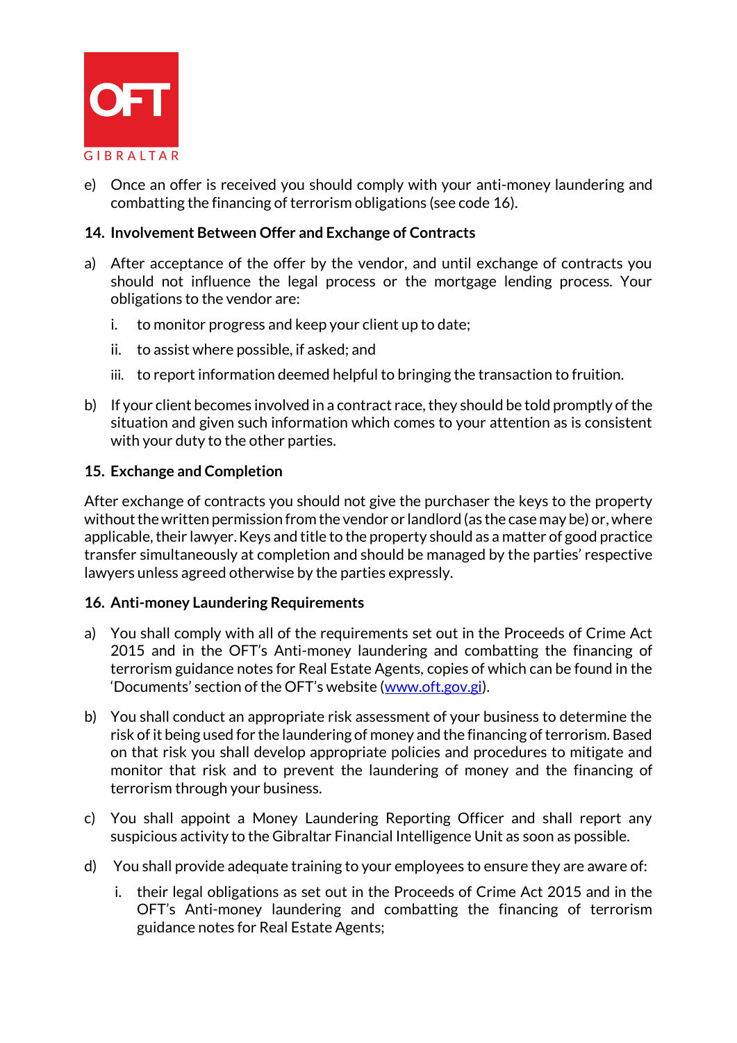e) Once an offer is received you should comply with your anti-money laundering and combatting the financing of terrorism obligations (see code 16).

## 14. Involvement Between Offer and Exchange of Contracts

a) After acceptance of the offer by the vendor, and until exchange of contracts you should not influence the legal process or the mortgage lending process. Your obligations to the vendor are:

   i. to monitor progress and keep your client up to date;

   ii. to assist where possible, if asked; and

   iii. to report information deemed helpful to bringing the transaction to fruition.

b) If your client becomes involved in a contract race, they should be told promptly of the situation and given such information which comes to your attention as is consistent with your duty to the other parties.

## 15. Exchange and Completion

After exchange of contracts you should not give the purchaser the keys to the property without the written permission from the vendor or landlord (as the case may be) or, where applicable, their lawyer. Keys and title to the property should as a matter of good practice transfer simultaneously at completion and should be managed by the parties' respective lawyers unless agreed otherwise by the parties expressly.

## 16. Anti-money Laundering Requirements

a) You shall comply with all of the requirements set out in the Proceeds of Crime Act 2015 and in the OFT's Anti-money laundering and combatting the financing of terrorism guidance notes for Real Estate Agents, copies of which can be found in the 'Documents' section of the OFT's website (www.oft.gov.gi).

b) You shall conduct an appropriate risk assessment of your business to determine the risk of it being used for the laundering of money and the financing of terrorism. Based on that risk you shall develop appropriate policies and procedures to mitigate and monitor that risk and to prevent the laundering of money and the financing of terrorism through your business.

c) You shall appoint a Money Laundering Reporting Officer and shall report any suspicious activity to the Gibraltar Financial Intelligence Unit as soon as possible.

d) You shall provide adequate training to your employees to ensure they are aware of:

   i. their legal obligations as set out in the Proceeds of Crime Act 2015 and in the OFT's Anti-money laundering and combatting the financing of terrorism guidance notes for Real Estate Agents;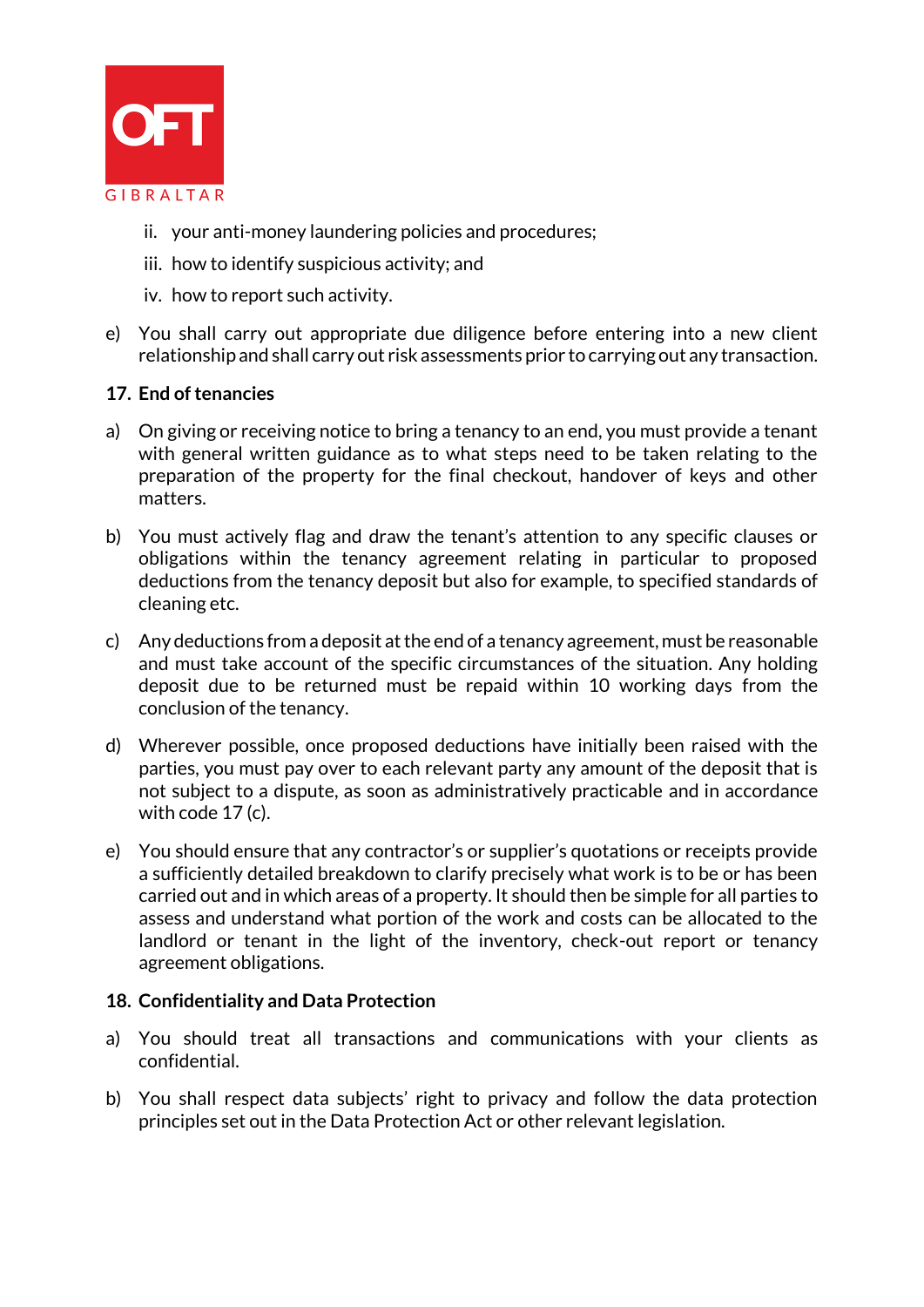ii. your anti-money laundering policies and procedures;

iii. how to identify suspicious activity; and

iv. how to report such activity.

e) You shall carry out appropriate due diligence before entering into a new client relationship and shall carry out risk assessments prior to carrying out any transaction.

**17. End of tenancies**

a) On giving or receiving notice to bring a tenancy to an end, you must provide a tenant with general written guidance as to what steps need to be taken relating to the preparation of the property for the final checkout, handover of keys and other matters.

b) You must actively flag and draw the tenant's attention to any specific clauses or obligations within the tenancy agreement relating in particular to proposed deductions from the tenancy deposit but also for example, to specified standards of cleaning etc.

c) Any deductions from a deposit at the end of a tenancy agreement, must be reasonable and must take account of the specific circumstances of the situation. Any holding deposit due to be returned must be repaid within 10 working days from the conclusion of the tenancy.

d) Wherever possible, once proposed deductions have initially been raised with the parties, you must pay over to each relevant party any amount of the deposit that is not subject to a dispute, as soon as administratively practicable and in accordance with code 17 (c).

e) You should ensure that any contractor's or supplier's quotations or receipts provide a sufficiently detailed breakdown to clarify precisely what work is to be or has been carried out and in which areas of a property. It should then be simple for all parties to assess and understand what portion of the work and costs can be allocated to the landlord or tenant in the light of the inventory, check-out report or tenancy agreement obligations.

**18. Confidentiality and Data Protection**

a) You should treat all transactions and communications with your clients as confidential.

b) You shall respect data subjects' right to privacy and follow the data protection principles set out in the Data Protection Act or other relevant legislation.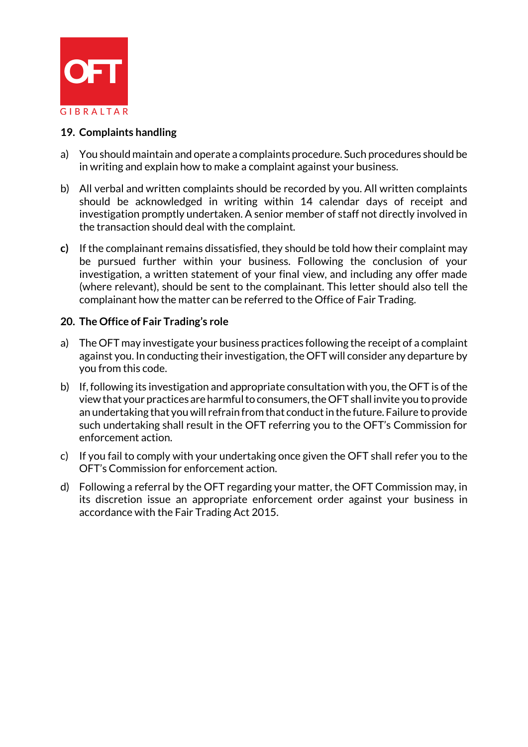## 19. Complaints handling

a) You should maintain and operate a complaints procedure. Such procedures should be in writing and explain how to make a complaint against your business.

b) All verbal and written complaints should be recorded by you. All written complaints should be acknowledged in writing within 14 calendar days of receipt and investigation promptly undertaken. A senior member of staff not directly involved in the transaction should deal with the complaint.

**c)** If the complainant remains dissatisfied, they should be told how their complaint may be pursued further within your business. Following the conclusion of your investigation, a written statement of your final view, and including any offer made (where relevant), should be sent to the complainant. This letter should also tell the complainant how the matter can be referred to the Office of Fair Trading.

## 20. The Office of Fair Trading's role

a) The OFT may investigate your business practices following the receipt of a complaint against you. In conducting their investigation, the OFT will consider any departure by you from this code.

b) If, following its investigation and appropriate consultation with you, the OFT is of the view that your practices are harmful to consumers, the OFT shall invite you to provide an undertaking that you will refrain from that conduct in the future. Failure to provide such undertaking shall result in the OFT referring you to the OFT's Commission for enforcement action.

c) If you fail to comply with your undertaking once given the OFT shall refer you to the OFT's Commission for enforcement action.

d) Following a referral by the OFT regarding your matter, the OFT Commission may, in its discretion issue an appropriate enforcement order against your business in accordance with the Fair Trading Act 2015.